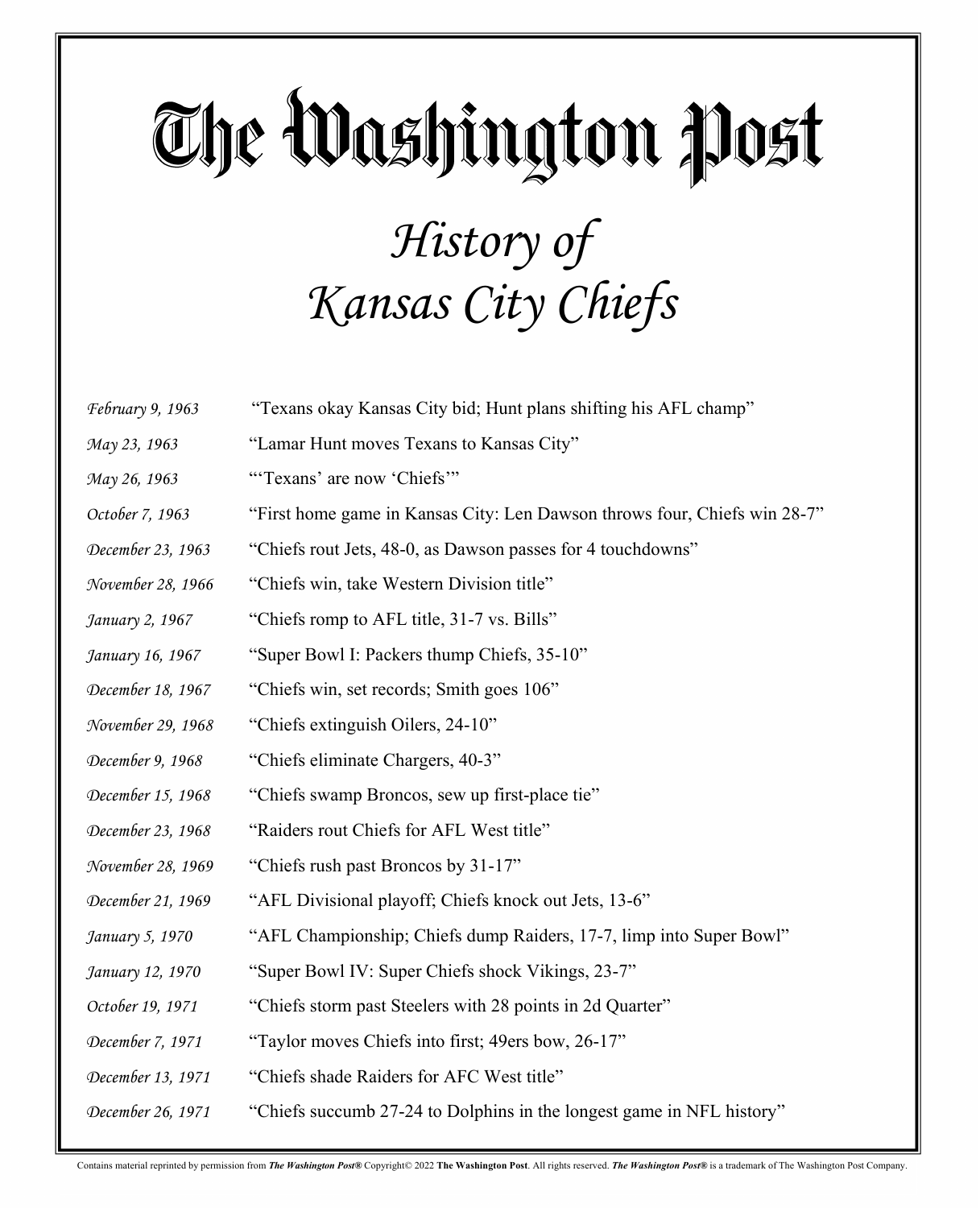# The Washington Post

## *History of Kansas City Chiefs*

| | |
|---|---|
| *February 9, 1963* | "Texans okay Kansas City bid; Hunt plans shifting his AFL champ" |
| *May 23, 1963* | "Lamar Hunt moves Texans to Kansas City" |
| *May 26, 1963* | "'Texans' are now 'Chiefs'" |
| *October 7, 1963* | "First home game in Kansas City: Len Dawson throws four, Chiefs win 28-7" |
| *December 23, 1963* | "Chiefs rout Jets, 48-0, as Dawson passes for 4 touchdowns" |
| *November 28, 1966* | "Chiefs win, take Western Division title" |
| *January 2, 1967* | "Chiefs romp to AFL title, 31-7 vs. Bills" |
| *January 16, 1967* | "Super Bowl I: Packers thump Chiefs, 35-10" |
| *December 18, 1967* | "Chiefs win, set records; Smith goes 106" |
| *November 29, 1968* | "Chiefs extinguish Oilers, 24-10" |
| *December 9, 1968* | "Chiefs eliminate Chargers, 40-3" |
| *December 15, 1968* | "Chiefs swamp Broncos, sew up first-place tie" |
| *December 23, 1968* | "Raiders rout Chiefs for AFL West title" |
| *November 28, 1969* | "Chiefs rush past Broncos by 31-17" |
| *December 21, 1969* | "AFL Divisional playoff; Chiefs knock out Jets, 13-6" |
| *January 5, 1970* | "AFL Championship; Chiefs dump Raiders, 17-7, limp into Super Bowl" |
| *January 12, 1970* | "Super Bowl IV: Super Chiefs shock Vikings, 23-7" |
| *October 19, 1971* | "Chiefs storm past Steelers with 28 points in 2d Quarter" |
| *December 7, 1971* | "Taylor moves Chiefs into first; 49ers bow, 26-17" |
| *December 13, 1971* | "Chiefs shade Raiders for AFC West title" |
| *December 26, 1971* | "Chiefs succumb 27-24 to Dolphins in the longest game in NFL history" |

Contains material reprinted by permission from ***The Washington Post®*** Copyright© 2022 **The Washington Post**. All rights reserved. ***The Washington Post®*** is a trademark of The Washington Post Company.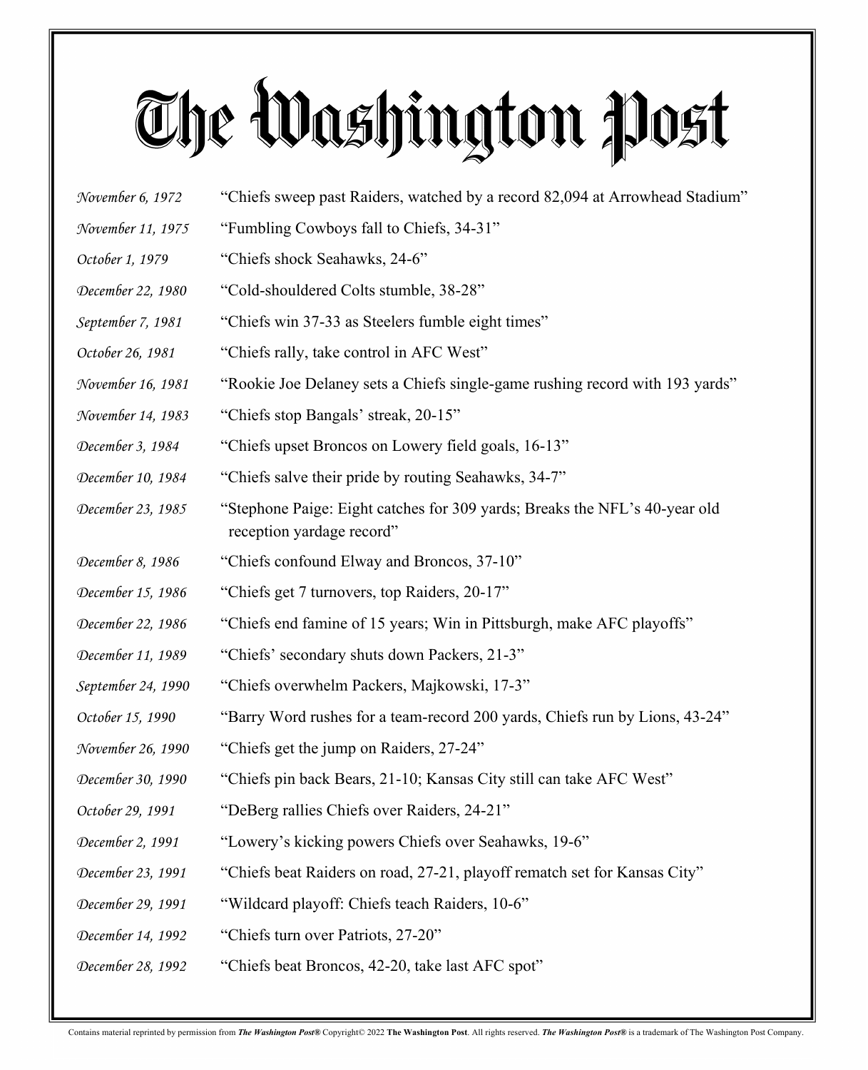# The Washington Post

| | |
|---|---|
| *November 6, 1972* | “Chiefs sweep past Raiders, watched by a record 82,094 at Arrowhead Stadium” |
| *November 11, 1975* | “Fumbling Cowboys fall to Chiefs, 34-31” |
| *October 1, 1979* | “Chiefs shock Seahawks, 24-6” |
| *December 22, 1980* | “Cold-shouldered Colts stumble, 38-28” |
| *September 7, 1981* | “Chiefs win 37-33 as Steelers fumble eight times” |
| *October 26, 1981* | “Chiefs rally, take control in AFC West” |
| *November 16, 1981* | “Rookie Joe Delaney sets a Chiefs single-game rushing record with 193 yards” |
| *November 14, 1983* | “Chiefs stop Bangals’ streak, 20-15” |
| *December 3, 1984* | “Chiefs upset Broncos on Lowery field goals, 16-13” |
| *December 10, 1984* | “Chiefs salve their pride by routing Seahawks, 34-7” |
| *December 23, 1985* | “Stephone Paige: Eight catches for 309 yards; Breaks the NFL’s 40-year old reception yardage record” |
| *December 8, 1986* | “Chiefs confound Elway and Broncos, 37-10” |
| *December 15, 1986* | “Chiefs get 7 turnovers, top Raiders, 20-17” |
| *December 22, 1986* | “Chiefs end famine of 15 years; Win in Pittsburgh, make AFC playoffs” |
| *December 11, 1989* | “Chiefs’ secondary shuts down Packers, 21-3” |
| *September 24, 1990* | “Chiefs overwhelm Packers, Majkowski, 17-3” |
| *October 15, 1990* | “Barry Word rushes for a team-record 200 yards, Chiefs run by Lions, 43-24” |
| *November 26, 1990* | “Chiefs get the jump on Raiders, 27-24” |
| *December 30, 1990* | “Chiefs pin back Bears, 21-10; Kansas City still can take AFC West” |
| *October 29, 1991* | “DeBerg rallies Chiefs over Raiders, 24-21” |
| *December 2, 1991* | “Lowery’s kicking powers Chiefs over Seahawks, 19-6” |
| *December 23, 1991* | “Chiefs beat Raiders on road, 27-21, playoff rematch set for Kansas City” |
| *December 29, 1991* | “Wildcard playoff: Chiefs teach Raiders, 10-6” |
| *December 14, 1992* | “Chiefs turn over Patriots, 27-20” |
| *December 28, 1992* | “Chiefs beat Broncos, 42-20, take last AFC spot” |

Contains material reprinted by permission from ***The Washington Post®*** Copyright© 2022 **The Washington Post**. All rights reserved. ***The Washington Post®*** is a trademark of The Washington Post Company.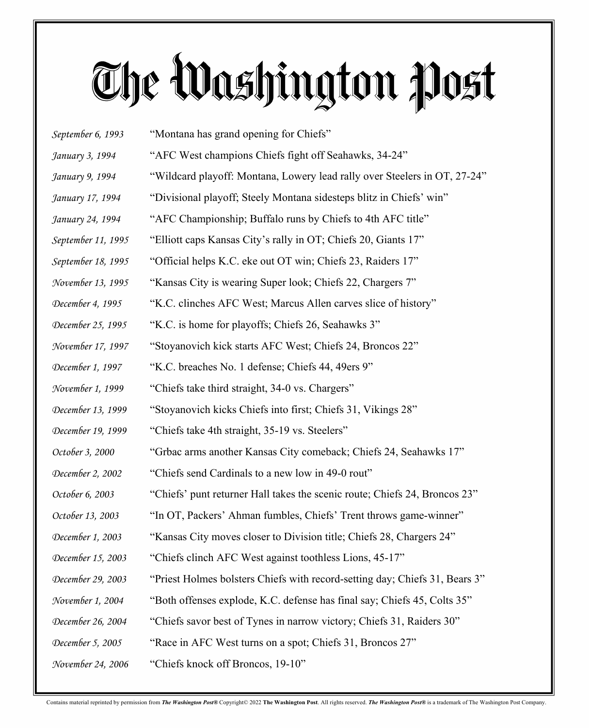# The Washington Post

| | |
|---|---|
| *September 6, 1993* | "Montana has grand opening for Chiefs" |
| *January 3, 1994* | "AFC West champions Chiefs fight off Seahawks, 34-24" |
| *January 9, 1994* | "Wildcard playoff: Montana, Lowery lead rally over Steelers in OT, 27-24" |
| *January 17, 1994* | "Divisional playoff; Steely Montana sidesteps blitz in Chiefs' win" |
| *January 24, 1994* | "AFC Championship; Buffalo runs by Chiefs to 4th AFC title" |
| *September 11, 1995* | "Elliott caps Kansas City's rally in OT; Chiefs 20, Giants 17" |
| *September 18, 1995* | "Official helps K.C. eke out OT win; Chiefs 23, Raiders 17" |
| *November 13, 1995* | "Kansas City is wearing Super look; Chiefs 22, Chargers 7" |
| *December 4, 1995* | "K.C. clinches AFC West; Marcus Allen carves slice of history" |
| *December 25, 1995* | "K.C. is home for playoffs; Chiefs 26, Seahawks 3" |
| *November 17, 1997* | "Stoyanovich kick starts AFC West; Chiefs 24, Broncos 22" |
| *December 1, 1997* | "K.C. breaches No. 1 defense; Chiefs 44, 49ers 9" |
| *November 1, 1999* | "Chiefs take third straight, 34-0 vs. Chargers" |
| *December 13, 1999* | "Stoyanovich kicks Chiefs into first; Chiefs 31, Vikings 28" |
| *December 19, 1999* | "Chiefs take 4th straight, 35-19 vs. Steelers" |
| *October 3, 2000* | "Grbac arms another Kansas City comeback; Chiefs 24, Seahawks 17" |
| *December 2, 2002* | "Chiefs send Cardinals to a new low in 49-0 rout" |
| *October 6, 2003* | "Chiefs' punt returner Hall takes the scenic route; Chiefs 24, Broncos 23" |
| *October 13, 2003* | "In OT, Packers' Ahman fumbles, Chiefs' Trent throws game-winner" |
| *December 1, 2003* | "Kansas City moves closer to Division title; Chiefs 28, Chargers 24" |
| *December 15, 2003* | "Chiefs clinch AFC West against toothless Lions, 45-17" |
| *December 29, 2003* | "Priest Holmes bolsters Chiefs with record-setting day; Chiefs 31, Bears 3" |
| *November 1, 2004* | "Both offenses explode, K.C. defense has final say; Chiefs 45, Colts 35" |
| *December 26, 2004* | "Chiefs savor best of Tynes in narrow victory; Chiefs 31, Raiders 30" |
| *December 5, 2005* | "Race in AFC West turns on a spot; Chiefs 31, Broncos 27" |
| *November 24, 2006* | "Chiefs knock off Broncos, 19-10" |

Contains material reprinted by permission from ***The Washington Post®*** Copyright© 2022 **The Washington Post**. All rights reserved. ***The Washington Post®*** is a trademark of The Washington Post Company.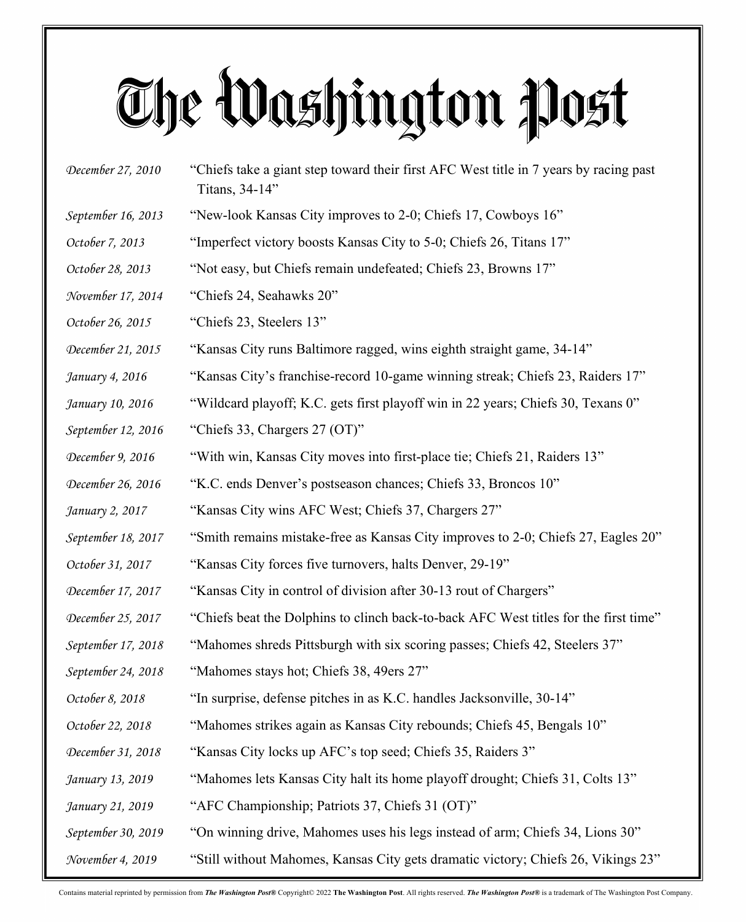# The Washington Post

| | |
|---|---|
| *December 27, 2010* | "Chiefs take a giant step toward their first AFC West title in 7 years by racing past Titans, 34-14" |
| *September 16, 2013* | "New-look Kansas City improves to 2-0; Chiefs 17, Cowboys 16" |
| *October 7, 2013* | "Imperfect victory boosts Kansas City to 5-0; Chiefs 26, Titans 17" |
| *October 28, 2013* | "Not easy, but Chiefs remain undefeated; Chiefs 23, Browns 17" |
| *November 17, 2014* | "Chiefs 24, Seahawks 20" |
| *October 26, 2015* | "Chiefs 23, Steelers 13" |
| *December 21, 2015* | "Kansas City runs Baltimore ragged, wins eighth straight game, 34-14" |
| *January 4, 2016* | "Kansas City's franchise-record 10-game winning streak; Chiefs 23, Raiders 17" |
| *January 10, 2016* | "Wildcard playoff; K.C. gets first playoff win in 22 years; Chiefs 30, Texans 0" |
| *September 12, 2016* | "Chiefs 33, Chargers 27 (OT)" |
| *December 9, 2016* | "With win, Kansas City moves into first-place tie; Chiefs 21, Raiders 13" |
| *December 26, 2016* | "K.C. ends Denver's postseason chances; Chiefs 33, Broncos 10" |
| *January 2, 2017* | "Kansas City wins AFC West; Chiefs 37, Chargers 27" |
| *September 18, 2017* | "Smith remains mistake-free as Kansas City improves to 2-0; Chiefs 27, Eagles 20" |
| *October 31, 2017* | "Kansas City forces five turnovers, halts Denver, 29-19" |
| *December 17, 2017* | "Kansas City in control of division after 30-13 rout of Chargers" |
| *December 25, 2017* | "Chiefs beat the Dolphins to clinch back-to-back AFC West titles for the first time" |
| *September 17, 2018* | "Mahomes shreds Pittsburgh with six scoring passes; Chiefs 42, Steelers 37" |
| *September 24, 2018* | "Mahomes stays hot; Chiefs 38, 49ers 27" |
| *October 8, 2018* | "In surprise, defense pitches in as K.C. handles Jacksonville, 30-14" |
| *October 22, 2018* | "Mahomes strikes again as Kansas City rebounds; Chiefs 45, Bengals 10" |
| *December 31, 2018* | "Kansas City locks up AFC's top seed; Chiefs 35, Raiders 3" |
| *January 13, 2019* | "Mahomes lets Kansas City halt its home playoff drought; Chiefs 31, Colts 13" |
| *January 21, 2019* | "AFC Championship; Patriots 37, Chiefs 31 (OT)" |
| *September 30, 2019* | "On winning drive, Mahomes uses his legs instead of arm; Chiefs 34, Lions 30" |
| *November 4, 2019* | "Still without Mahomes, Kansas City gets dramatic victory; Chiefs 26, Vikings 23" |

Contains material reprinted by permission from ***The Washington Post®*** Copyright© 2022 **The Washington Post**. All rights reserved. ***The Washington Post®*** is a trademark of The Washington Post Company.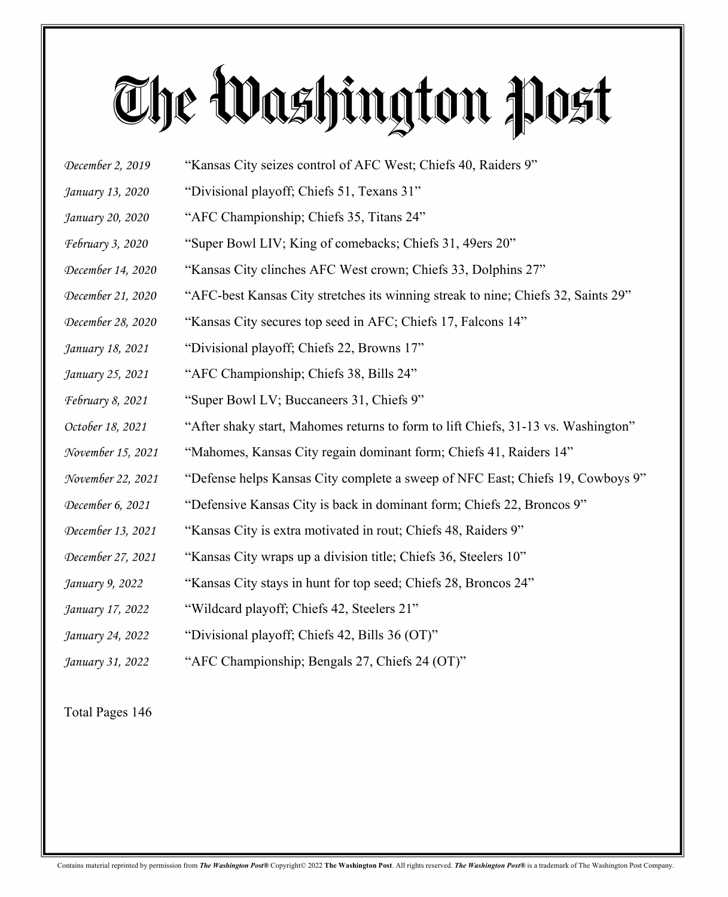# The Washington Post

| | |
|---|---|
| *December 2, 2019* | "Kansas City seizes control of AFC West; Chiefs 40, Raiders 9" |
| *January 13, 2020* | "Divisional playoff; Chiefs 51, Texans 31" |
| *January 20, 2020* | "AFC Championship; Chiefs 35, Titans 24" |
| *February 3, 2020* | "Super Bowl LIV; King of comebacks; Chiefs 31, 49ers 20" |
| *December 14, 2020* | "Kansas City clinches AFC West crown; Chiefs 33, Dolphins 27" |
| *December 21, 2020* | "AFC-best Kansas City stretches its winning streak to nine; Chiefs 32, Saints 29" |
| *December 28, 2020* | "Kansas City secures top seed in AFC; Chiefs 17, Falcons 14" |
| *January 18, 2021* | "Divisional playoff; Chiefs 22, Browns 17" |
| *January 25, 2021* | "AFC Championship; Chiefs 38, Bills 24" |
| *February 8, 2021* | "Super Bowl LV; Buccaneers 31, Chiefs 9" |
| *October 18, 2021* | "After shaky start, Mahomes returns to form to lift Chiefs, 31-13 vs. Washington" |
| *November 15, 2021* | "Mahomes, Kansas City regain dominant form; Chiefs 41, Raiders 14" |
| *November 22, 2021* | "Defense helps Kansas City complete a sweep of NFC East; Chiefs 19, Cowboys 9" |
| *December 6, 2021* | "Defensive Kansas City is back in dominant form; Chiefs 22, Broncos 9" |
| *December 13, 2021* | "Kansas City is extra motivated in rout; Chiefs 48, Raiders 9" |
| *December 27, 2021* | "Kansas City wraps up a division title; Chiefs 36, Steelers 10" |
| *January 9, 2022* | "Kansas City stays in hunt for top seed; Chiefs 28, Broncos 24" |
| *January 17, 2022* | "Wildcard playoff; Chiefs 42, Steelers 21" |
| *January 24, 2022* | "Divisional playoff; Chiefs 42, Bills 36 (OT)" |
| *January 31, 2022* | "AFC Championship; Bengals 27, Chiefs 24 (OT)" |

Total Pages 146

Contains material reprinted by permission from ***The Washington Post®*** Copyright© 2022 **The Washington Post**. All rights reserved. ***The Washington Post®*** is a trademark of The Washington Post Company.